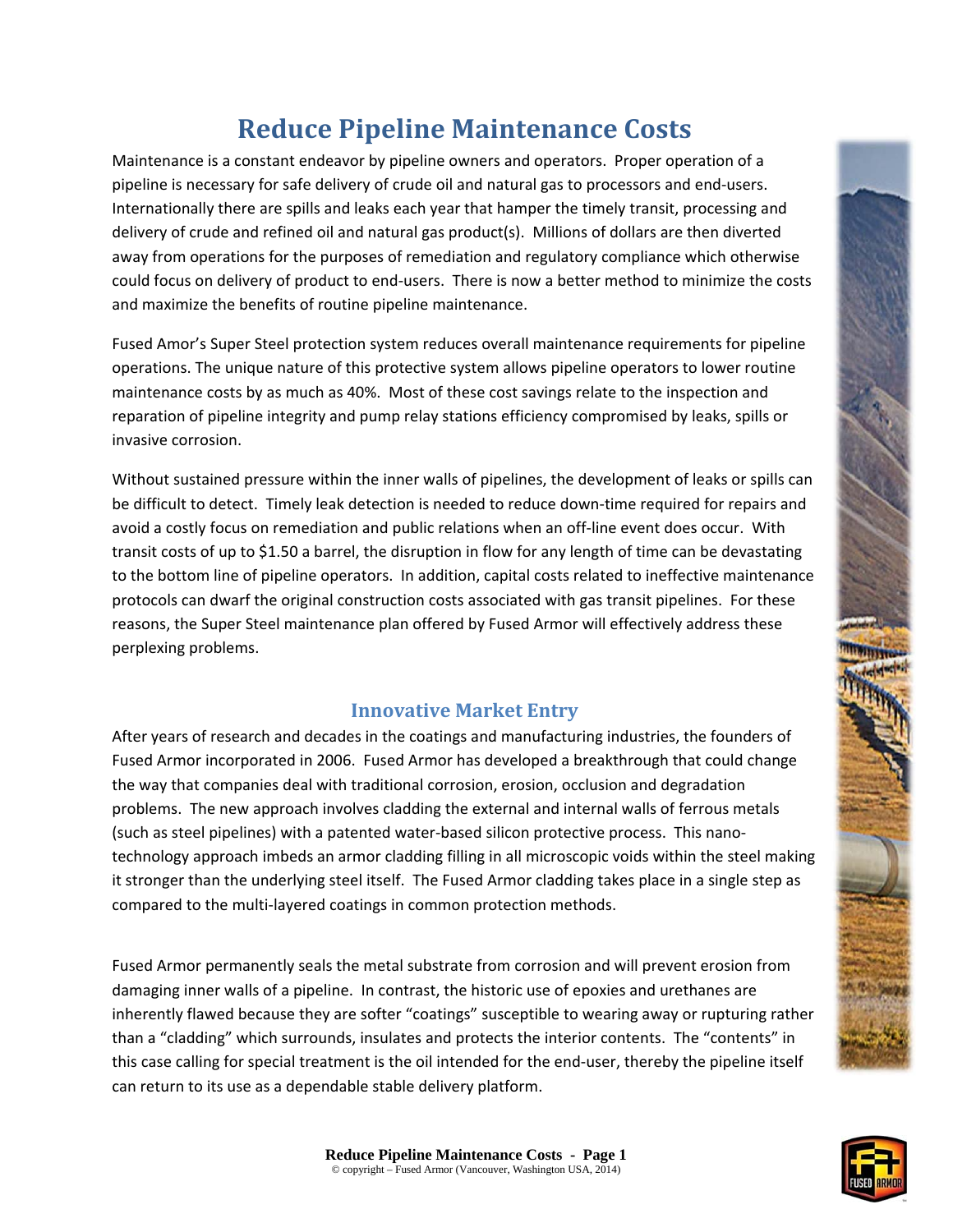# Reduce Pipeline Maintenance Costs

Maintenance is a constant endeavor by pipeline owners and operators. Proper operation of a pipeline is necessary for safe delivery of crude oil and natural gas to processors and end-users. Internationally there are spills and leaks each year that hamper the timely transit, processing and delivery of crude and refined oil and natural gas product(s). Millions of dollars are then diverted away from operations for the purposes of remediation and regulatory compliance which otherwise could focus on delivery of product to end-users. There is now a better method to minimize the costs and maximize the benefits of routine pipeline maintenance.

Fused Amor's Super Steel protection system reduces overall maintenance requirements for pipeline operations. The unique nature of this protective system allows pipeline operators to lower routine maintenance costs by as much as 40%. Most of these cost savings relate to the inspection and reparation of pipeline integrity and pump relay stations efficiency compromised by leaks, spills or invasive corrosion.

Without sustained pressure within the inner walls of pipelines, the development of leaks or spills can be difficult to detect. Timely leak detection is needed to reduce down-time required for repairs and avoid a costly focus on remediation and public relations when an off-line event does occur. With transit costs of up to $1.50 a barrel, the disruption in flow for any length of time can be devastating to the bottom line of pipeline operators. In addition, capital costs related to ineffective maintenance protocols can dwarf the original construction costs associated with gas transit pipelines. For these reasons, the Super Steel maintenance plan offered by Fused Armor will effectively address these perplexing problems.

## Innovative Market Entry

After years of research and decades in the coatings and manufacturing industries, the founders of Fused Armor incorporated in 2006. Fused Armor has developed a breakthrough that could change the way that companies deal with traditional corrosion, erosion, occlusion and degradation problems. The new approach involves cladding the external and internal walls of ferrous metals (such as steel pipelines) with a patented water-based silicon protective process. This nano-technology approach imbeds an armor cladding filling in all microscopic voids within the steel making it stronger than the underlying steel itself. The Fused Armor cladding takes place in a single step as compared to the multi-layered coatings in common protection methods.

Fused Armor permanently seals the metal substrate from corrosion and will prevent erosion from damaging inner walls of a pipeline. In contrast, the historic use of epoxies and urethanes are inherently flawed because they are softer "coatings" susceptible to wearing away or rupturing rather than a "cladding" which surrounds, insulates and protects the interior contents. The "contents" in this case calling for special treatment is the oil intended for the end-user, thereby the pipeline itself can return to its use as a dependable stable delivery platform.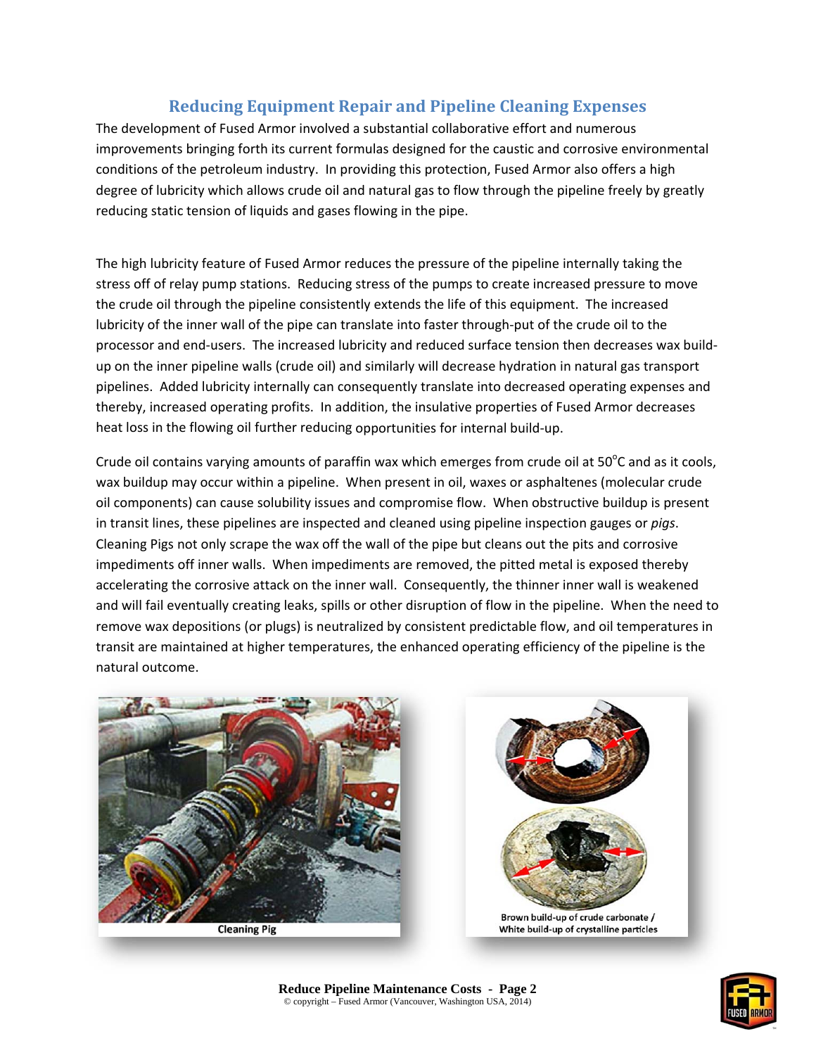## Reducing Equipment Repair and Pipeline Cleaning Expenses

The development of Fused Armor involved a substantial collaborative effort and numerous improvements bringing forth its current formulas designed for the caustic and corrosive environmental conditions of the petroleum industry. In providing this protection, Fused Armor also offers a high degree of lubricity which allows crude oil and natural gas to flow through the pipeline freely by greatly reducing static tension of liquids and gases flowing in the pipe.

The high lubricity feature of Fused Armor reduces the pressure of the pipeline internally taking the stress off of relay pump stations. Reducing stress of the pumps to create increased pressure to move the crude oil through the pipeline consistently extends the life of this equipment. The increased lubricity of the inner wall of the pipe can translate into faster through-put of the crude oil to the processor and end-users. The increased lubricity and reduced surface tension then decreases wax build-up on the inner pipeline walls (crude oil) and similarly will decrease hydration in natural gas transport pipelines. Added lubricity internally can consequently translate into decreased operating expenses and thereby, increased operating profits. In addition, the insulative properties of Fused Armor decreases heat loss in the flowing oil further reducing opportunities for internal build-up.

Crude oil contains varying amounts of paraffin wax which emerges from crude oil at 50°C and as it cools, wax buildup may occur within a pipeline. When present in oil, waxes or asphaltenes (molecular crude oil components) can cause solubility issues and compromise flow. When obstructive buildup is present in transit lines, these pipelines are inspected and cleaned using pipeline inspection gauges or *pigs*. Cleaning Pigs not only scrape the wax off the wall of the pipe but cleans out the pits and corrosive impediments off inner walls. When impediments are removed, the pitted metal is exposed thereby accelerating the corrosive attack on the inner wall. Consequently, the thinner inner wall is weakened and will fail eventually creating leaks, spills or other disruption of flow in the pipeline. When the need to remove wax depositions (or plugs) is neutralized by consistent predictable flow, and oil temperatures in transit are maintained at higher temperatures, the enhanced operating efficiency of the pipeline is the natural outcome.

Cleaning Pig

Brown build-up of crude carbonate / White build-up of crystalline particles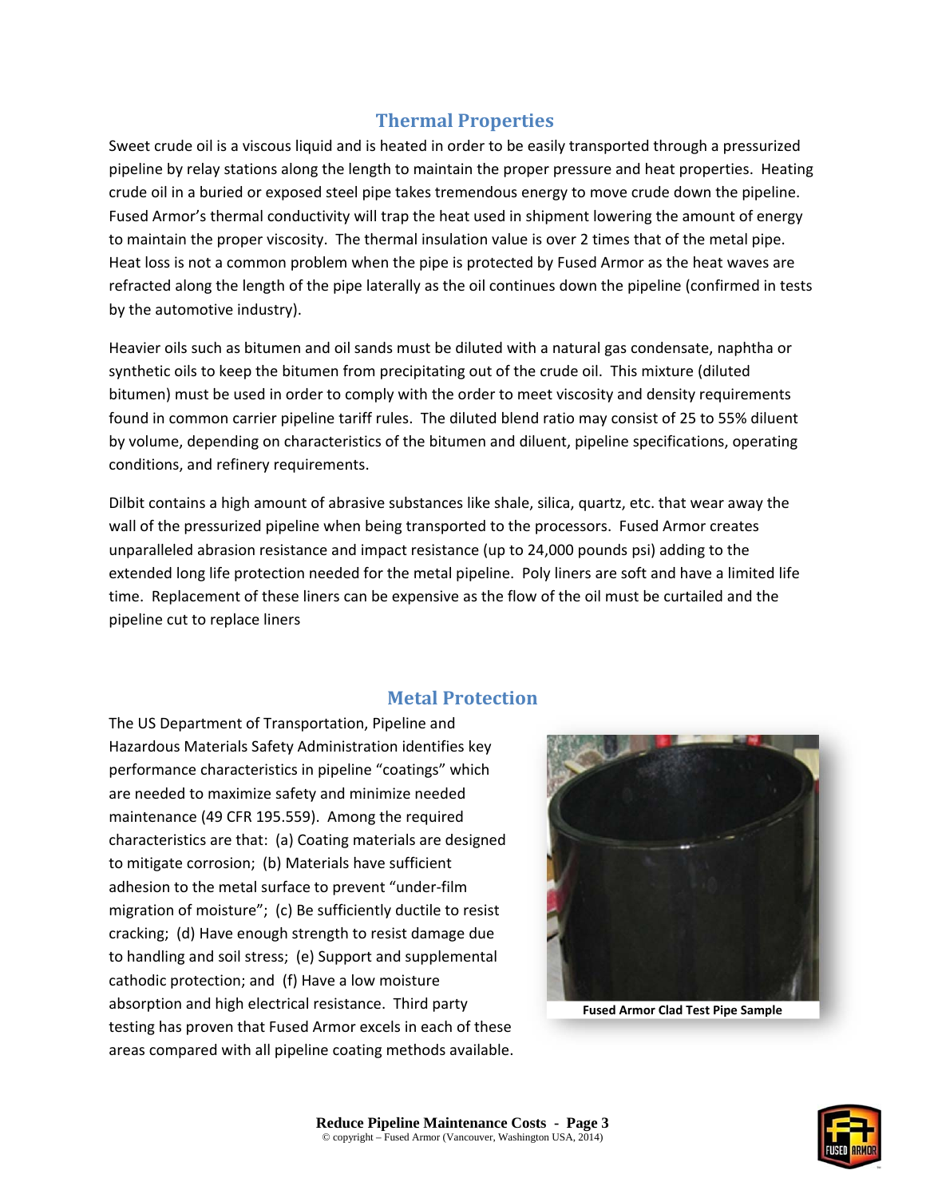## Thermal Properties

Sweet crude oil is a viscous liquid and is heated in order to be easily transported through a pressurized pipeline by relay stations along the length to maintain the proper pressure and heat properties. Heating crude oil in a buried or exposed steel pipe takes tremendous energy to move crude down the pipeline. Fused Armor's thermal conductivity will trap the heat used in shipment lowering the amount of energy to maintain the proper viscosity. The thermal insulation value is over 2 times that of the metal pipe. Heat loss is not a common problem when the pipe is protected by Fused Armor as the heat waves are refracted along the length of the pipe laterally as the oil continues down the pipeline (confirmed in tests by the automotive industry).

Heavier oils such as bitumen and oil sands must be diluted with a natural gas condensate, naphtha or synthetic oils to keep the bitumen from precipitating out of the crude oil. This mixture (diluted bitumen) must be used in order to comply with the order to meet viscosity and density requirements found in common carrier pipeline tariff rules. The diluted blend ratio may consist of 25 to 55% diluent by volume, depending on characteristics of the bitumen and diluent, pipeline specifications, operating conditions, and refinery requirements.

Dilbit contains a high amount of abrasive substances like shale, silica, quartz, etc. that wear away the wall of the pressurized pipeline when being transported to the processors. Fused Armor creates unparalleled abrasion resistance and impact resistance (up to 24,000 pounds psi) adding to the extended long life protection needed for the metal pipeline. Poly liners are soft and have a limited life time. Replacement of these liners can be expensive as the flow of the oil must be curtailed and the pipeline cut to replace liners

## Metal Protection

The US Department of Transportation, Pipeline and Hazardous Materials Safety Administration identifies key performance characteristics in pipeline "coatings" which are needed to maximize safety and minimize needed maintenance (49 CFR 195.559). Among the required characteristics are that: (a) Coating materials are designed to mitigate corrosion; (b) Materials have sufficient adhesion to the metal surface to prevent "under-film migration of moisture"; (c) Be sufficiently ductile to resist cracking; (d) Have enough strength to resist damage due to handling and soil stress; (e) Support and supplemental cathodic protection; and (f) Have a low moisture absorption and high electrical resistance. Third party testing has proven that Fused Armor excels in each of these areas compared with all pipeline coating methods available.

**Fused Armor Clad Test Pipe Sample**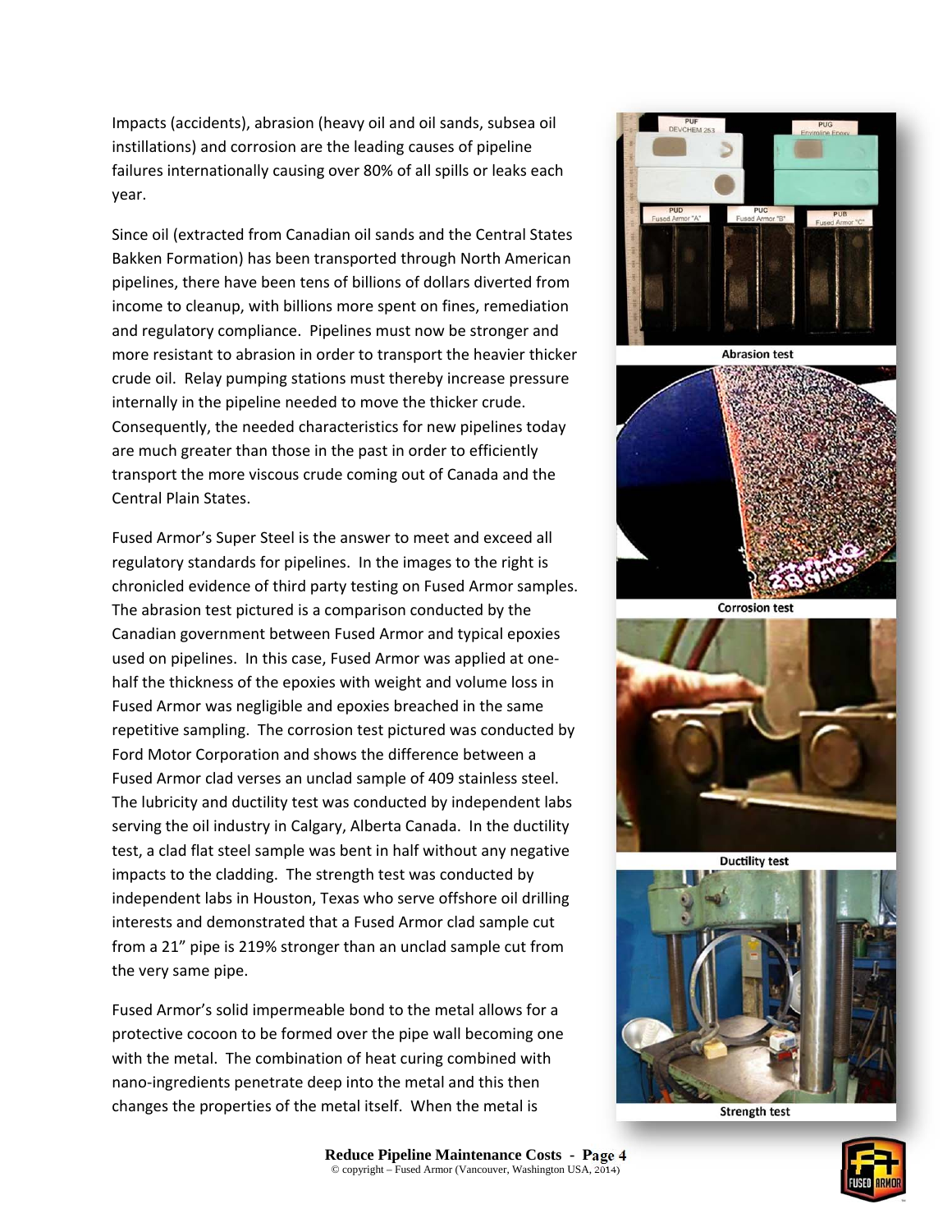Impacts (accidents), abrasion (heavy oil and oil sands, subsea oil instillations) and corrosion are the leading causes of pipeline failures internationally causing over 80% of all spills or leaks each year.

Since oil (extracted from Canadian oil sands and the Central States Bakken Formation) has been transported through North American pipelines, there have been tens of billions of dollars diverted from income to cleanup, with billions more spent on fines, remediation and regulatory compliance. Pipelines must now be stronger and more resistant to abrasion in order to transport the heavier thicker crude oil. Relay pumping stations must thereby increase pressure internally in the pipeline needed to move the thicker crude. Consequently, the needed characteristics for new pipelines today are much greater than those in the past in order to efficiently transport the more viscous crude coming out of Canada and the Central Plain States.

Fused Armor's Super Steel is the answer to meet and exceed all regulatory standards for pipelines. In the images to the right is chronicled evidence of third party testing on Fused Armor samples. The abrasion test pictured is a comparison conducted by the Canadian government between Fused Armor and typical epoxies used on pipelines. In this case, Fused Armor was applied at one-half the thickness of the epoxies with weight and volume loss in Fused Armor was negligible and epoxies breached in the same repetitive sampling. The corrosion test pictured was conducted by Ford Motor Corporation and shows the difference between a Fused Armor clad verses an unclad sample of 409 stainless steel. The lubricity and ductility test was conducted by independent labs serving the oil industry in Calgary, Alberta Canada. In the ductility test, a clad flat steel sample was bent in half without any negative impacts to the cladding. The strength test was conducted by independent labs in Houston, Texas who serve offshore oil drilling interests and demonstrated that a Fused Armor clad sample cut from a 21" pipe is 219% stronger than an unclad sample cut from the very same pipe.

Fused Armor's solid impermeable bond to the metal allows for a protective cocoon to be formed over the pipe wall becoming one with the metal. The combination of heat curing combined with nano-ingredients penetrate deep into the metal and this then changes the properties of the metal itself. When the metal is

Abrasion test

Corrosion test

Ductility test

Strength test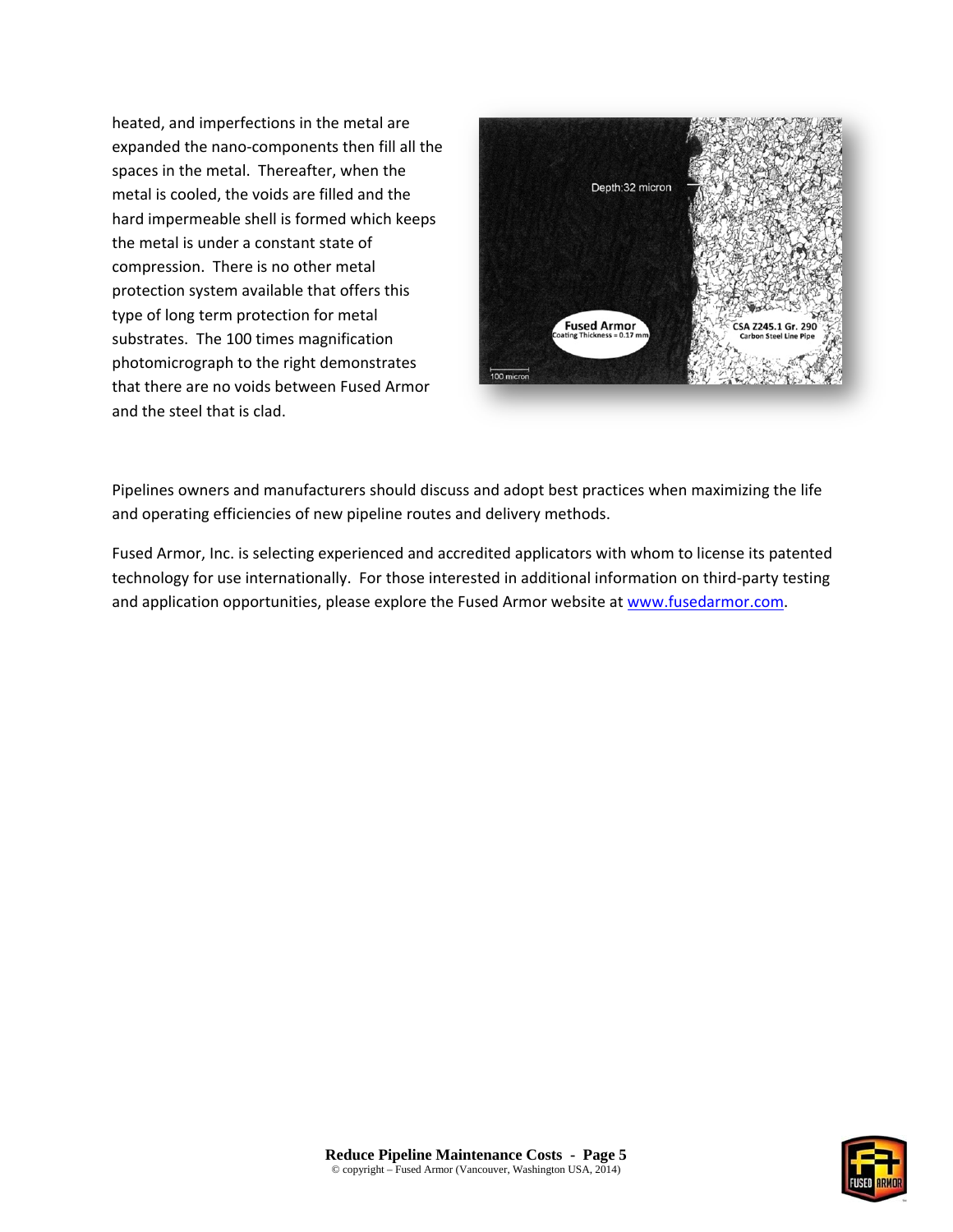heated, and imperfections in the metal are expanded the nano-components then fill all the spaces in the metal. Thereafter, when the metal is cooled, the voids are filled and the hard impermeable shell is formed which keeps the metal is under a constant state of compression. There is no other metal protection system available that offers this type of long term protection for metal substrates. The 100 times magnification photomicrograph to the right demonstrates that there are no voids between Fused Armor and the steel that is clad.

Depth:32 micron

Fused Armor
Coating Thickness = 0.17 mm

CSA Z245.1 Gr. 290
Carbon Steel Line Pipe

100 micron

Pipelines owners and manufacturers should discuss and adopt best practices when maximizing the life and operating efficiencies of new pipeline routes and delivery methods.

Fused Armor, Inc. is selecting experienced and accredited applicators with whom to license its patented technology for use internationally. For those interested in additional information on third-party testing and application opportunities, please explore the Fused Armor website at [www.fusedarmor.com](http://www.fusedarmor.com).